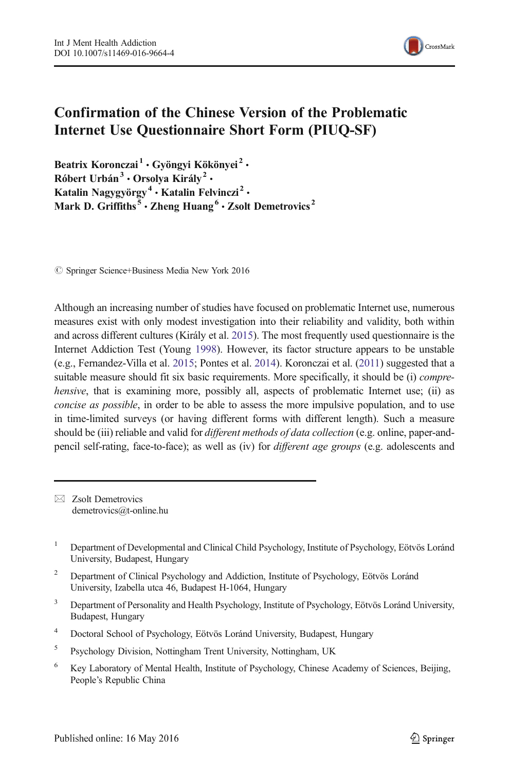# Confirmation of the Chinese Version of the Problematic Internet Use Questionnaire Short Form (PIUQ-SF)

**Beatrix Koronczai**[1] **· Gyöngyi Kökönyei**[2] **· Róbert Urbán**[3] **· Orsolya Király**[2] **· Katalin Nagygyörgy**[4] **· Katalin Felvinczi**[2] **· Mark D. Griffiths**[5] **· Zheng Huang**[6] **· Zsolt Demetrovics**[2]

© Springer Science+Business Media New York 2016

Although an increasing number of studies have focused on problematic Internet use, numerous measures exist with only modest investigation into their reliability and validity, both within and across different cultures (Király et al. 2015). The most frequently used questionnaire is the Internet Addiction Test (Young 1998). However, its factor structure appears to be unstable (e.g., Fernandez-Villa et al. 2015; Pontes et al. 2014). Koronczai et al. (2011) suggested that a suitable measure should fit six basic requirements. More specifically, it should be (i) *comprehensive*, that is examining more, possibly all, aspects of problematic Internet use; (ii) as *concise as possible*, in order to be able to assess the more impulsive population, and to use in time-limited surveys (or having different forms with different length). Such a measure should be (iii) reliable and valid for *different methods of data collection* (e.g. online, paper-and-pencil self-rating, face-to-face); as well as (iv) for *different age groups* (e.g. adolescents and

---

✉ Zsolt Demetrovics
demetrovics@t-online.hu

[1] Department of Developmental and Clinical Child Psychology, Institute of Psychology, Eötvös Loránd University, Budapest, Hungary

[2] Department of Clinical Psychology and Addiction, Institute of Psychology, Eötvös Loránd University, Izabella utca 46, Budapest H-1064, Hungary

[3] Department of Personality and Health Psychology, Institute of Psychology, Eötvös Loránd University, Budapest, Hungary

[4] Doctoral School of Psychology, Eötvös Loránd University, Budapest, Hungary

[5] Psychology Division, Nottingham Trent University, Nottingham, UK

[6] Key Laboratory of Mental Health, Institute of Psychology, Chinese Academy of Sciences, Beijing, People's Republic China

Published online: 16 May 2016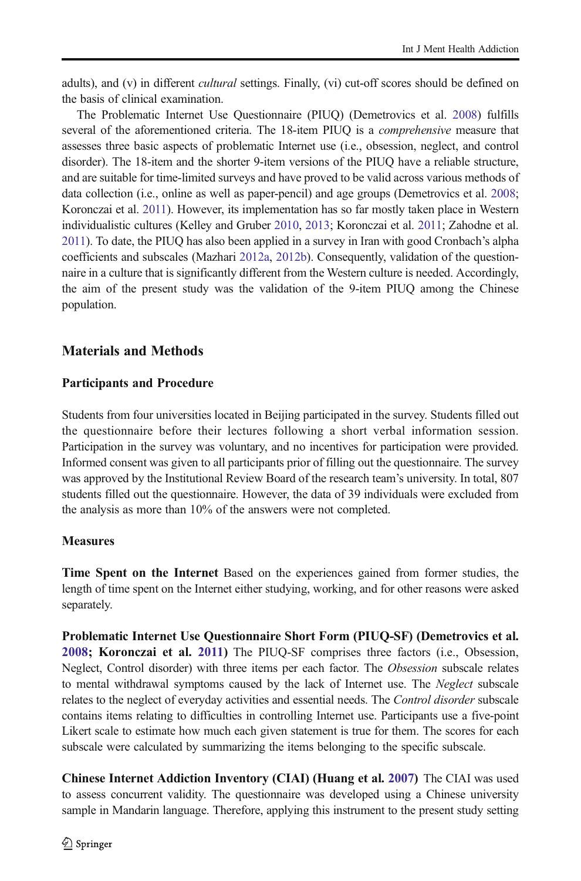adults), and (v) in different *cultural* settings. Finally, (vi) cut-off scores should be defined on the basis of clinical examination.

The Problematic Internet Use Questionnaire (PIUQ) (Demetrovics et al. 2008) fulfills several of the aforementioned criteria. The 18-item PIUQ is a *comprehensive* measure that assesses three basic aspects of problematic Internet use (i.e., obsession, neglect, and control disorder). The 18-item and the shorter 9-item versions of the PIUQ have a reliable structure, and are suitable for time-limited surveys and have proved to be valid across various methods of data collection (i.e., online as well as paper-pencil) and age groups (Demetrovics et al. 2008; Koronczai et al. 2011). However, its implementation has so far mostly taken place in Western individualistic cultures (Kelley and Gruber 2010, 2013; Koronczai et al. 2011; Zahodne et al. 2011). To date, the PIUQ has also been applied in a survey in Iran with good Cronbach's alpha coefficients and subscales (Mazhari 2012a, 2012b). Consequently, validation of the questionnaire in a culture that is significantly different from the Western culture is needed. Accordingly, the aim of the present study was the validation of the 9-item PIUQ among the Chinese population.

## Materials and Methods

### Participants and Procedure

Students from four universities located in Beijing participated in the survey. Students filled out the questionnaire before their lectures following a short verbal information session. Participation in the survey was voluntary, and no incentives for participation were provided. Informed consent was given to all participants prior of filling out the questionnaire. The survey was approved by the Institutional Review Board of the research team's university. In total, 807 students filled out the questionnaire. However, the data of 39 individuals were excluded from the analysis as more than 10% of the answers were not completed.

### Measures

**Time Spent on the Internet** Based on the experiences gained from former studies, the length of time spent on the Internet either studying, working, and for other reasons were asked separately.

**Problematic Internet Use Questionnaire Short Form (PIUQ-SF) (Demetrovics et al. 2008; Koronczai et al. 2011)** The PIUQ-SF comprises three factors (i.e., Obsession, Neglect, Control disorder) with three items per each factor. The *Obsession* subscale relates to mental withdrawal symptoms caused by the lack of Internet use. The *Neglect* subscale relates to the neglect of everyday activities and essential needs. The *Control disorder* subscale contains items relating to difficulties in controlling Internet use. Participants use a five-point Likert scale to estimate how much each given statement is true for them. The scores for each subscale were calculated by summarizing the items belonging to the specific subscale.

**Chinese Internet Addiction Inventory (CIAI) (Huang et al. 2007)** The CIAI was used to assess concurrent validity. The questionnaire was developed using a Chinese university sample in Mandarin language. Therefore, applying this instrument to the present study setting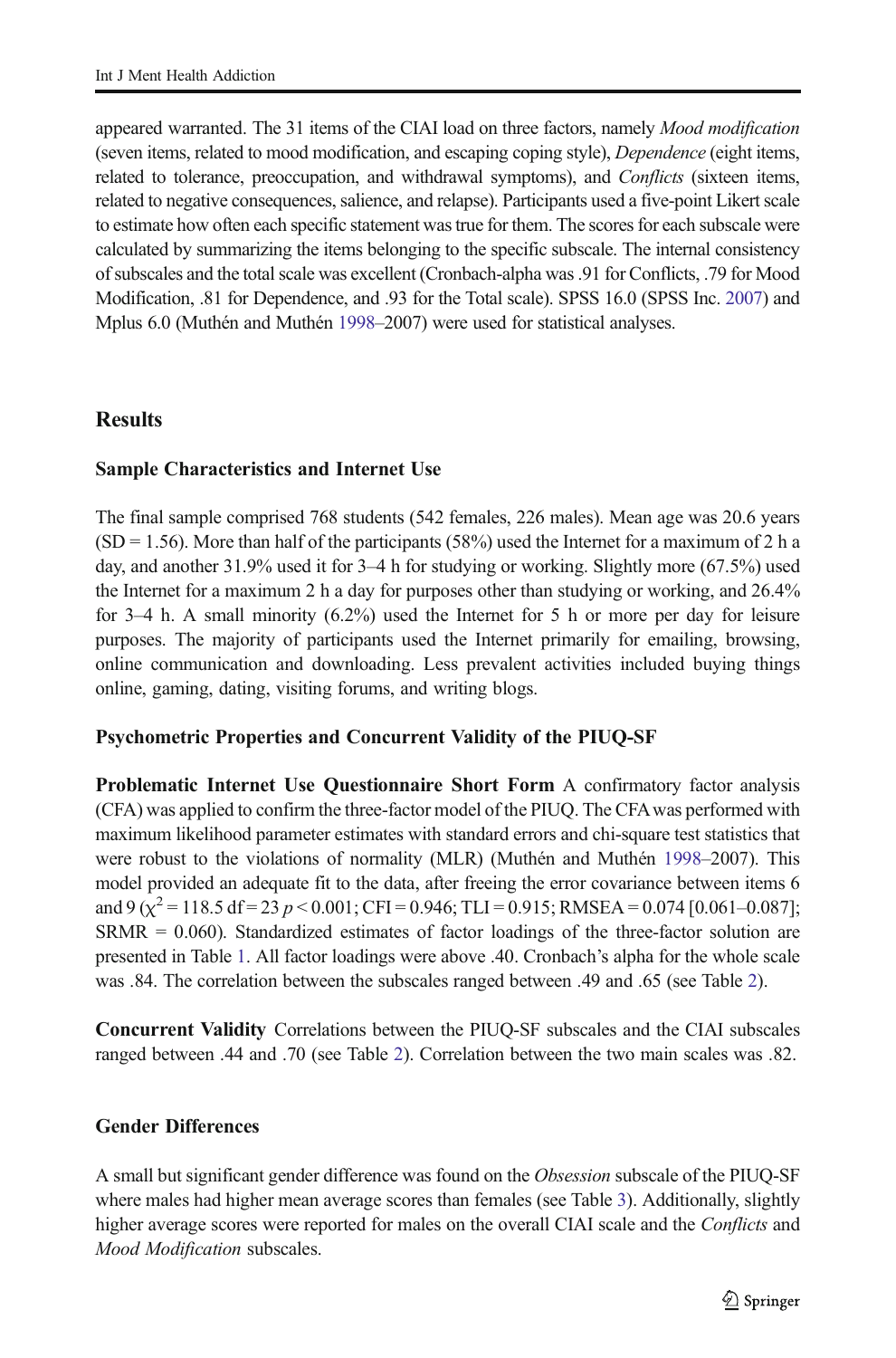appeared warranted. The 31 items of the CIAI load on three factors, namely *Mood modification* (seven items, related to mood modification, and escaping coping style), *Dependence* (eight items, related to tolerance, preoccupation, and withdrawal symptoms), and *Conflicts* (sixteen items, related to negative consequences, salience, and relapse). Participants used a five-point Likert scale to estimate how often each specific statement was true for them. The scores for each subscale were calculated by summarizing the items belonging to the specific subscale. The internal consistency of subscales and the total scale was excellent (Cronbach-alpha was .91 for Conflicts, .79 for Mood Modification, .81 for Dependence, and .93 for the Total scale). SPSS 16.0 (SPSS Inc. 2007) and Mplus 6.0 (Muthén and Muthén 1998–2007) were used for statistical analyses.

## Results

### Sample Characteristics and Internet Use

The final sample comprised 768 students (542 females, 226 males). Mean age was 20.6 years (SD = 1.56). More than half of the participants (58%) used the Internet for a maximum of 2 h a day, and another 31.9% used it for 3–4 h for studying or working. Slightly more (67.5%) used the Internet for a maximum 2 h a day for purposes other than studying or working, and 26.4% for 3–4 h. A small minority (6.2%) used the Internet for 5 h or more per day for leisure purposes. The majority of participants used the Internet primarily for emailing, browsing, online communication and downloading. Less prevalent activities included buying things online, gaming, dating, visiting forums, and writing blogs.

### Psychometric Properties and Concurrent Validity of the PIUQ-SF

**Problematic Internet Use Questionnaire Short Form** A confirmatory factor analysis (CFA) was applied to confirm the three-factor model of the PIUQ. The CFA was performed with maximum likelihood parameter estimates with standard errors and chi-square test statistics that were robust to the violations of normality (MLR) (Muthén and Muthén 1998–2007). This model provided an adequate fit to the data, after freeing the error covariance between items 6 and 9 ($\chi^2 = 118.5$ df = 23 $p < 0.001$; CFI = 0.946; TLI = 0.915; RMSEA = 0.074 [0.061–0.087]; SRMR = 0.060). Standardized estimates of factor loadings of the three-factor solution are presented in Table 1. All factor loadings were above .40. Cronbach's alpha for the whole scale was .84. The correlation between the subscales ranged between .49 and .65 (see Table 2).

**Concurrent Validity** Correlations between the PIUQ-SF subscales and the CIAI subscales ranged between .44 and .70 (see Table 2). Correlation between the two main scales was .82.

### Gender Differences

A small but significant gender difference was found on the *Obsession* subscale of the PIUQ-SF where males had higher mean average scores than females (see Table 3). Additionally, slightly higher average scores were reported for males on the overall CIAI scale and the *Conflicts* and *Mood Modification* subscales.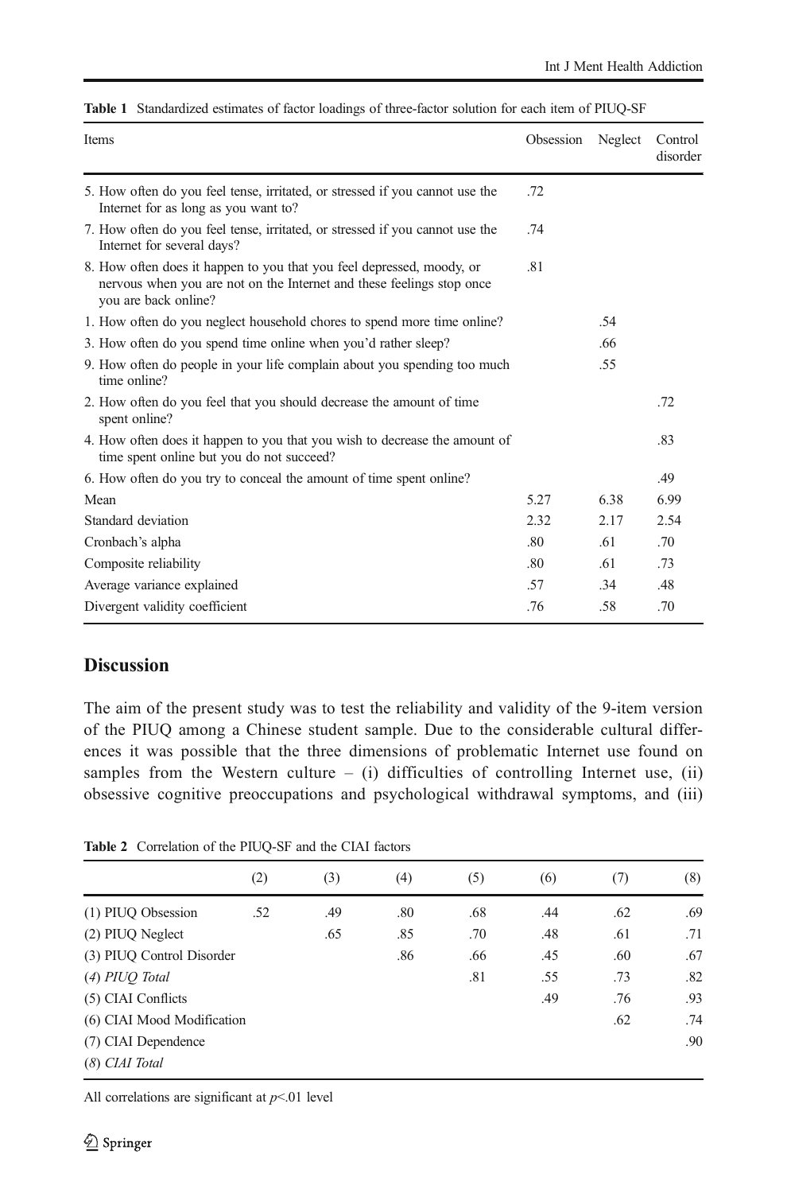**Table 1** Standardized estimates of factor loadings of three-factor solution for each item of PIUQ-SF

| Items | Obsession | Neglect | Control disorder |
|---|---|---|---|
| 5. How often do you feel tense, irritated, or stressed if you cannot use the Internet for as long as you want to? | .72 | | |
| 7. How often do you feel tense, irritated, or stressed if you cannot use the Internet for several days? | .74 | | |
| 8. How often does it happen to you that you feel depressed, moody, or nervous when you are not on the Internet and these feelings stop once you are back online? | .81 | | |
| 1. How often do you neglect household chores to spend more time online? | | .54 | |
| 3. How often do you spend time online when you'd rather sleep? | | .66 | |
| 9. How often do people in your life complain about you spending too much time online? | | .55 | |
| 2. How often do you feel that you should decrease the amount of time spent online? | | | .72 |
| 4. How often does it happen to you that you wish to decrease the amount of time spent online but you do not succeed? | | | .83 |
| 6. How often do you try to conceal the amount of time spent online? | | | .49 |
| Mean | 5.27 | 6.38 | 6.99 |
| Standard deviation | 2.32 | 2.17 | 2.54 |
| Cronbach's alpha | .80 | .61 | .70 |
| Composite reliability | .80 | .61 | .73 |
| Average variance explained | .57 | .34 | .48 |
| Divergent validity coefficient | .76 | .58 | .70 |

## Discussion

The aim of the present study was to test the reliability and validity of the 9-item version of the PIUQ among a Chinese student sample. Due to the considerable cultural differences it was possible that the three dimensions of problematic Internet use found on samples from the Western culture – (i) difficulties of controlling Internet use, (ii) obsessive cognitive preoccupations and psychological withdrawal symptoms, and (iii)

**Table 2** Correlation of the PIUQ-SF and the CIAI factors

| | (2) | (3) | (4) | (5) | (6) | (7) | (8) |
|---|---|---|---|---|---|---|---|
| (1) PIUQ Obsession | .52 | .49 | .80 | .68 | .44 | .62 | .69 |
| (2) PIUQ Neglect | | .65 | .85 | .70 | .48 | .61 | .71 |
| (3) PIUQ Control Disorder | | | .86 | .66 | .45 | .60 | .67 |
| *(4) PIUQ Total* | | | | .81 | .55 | .73 | .82 |
| (5) CIAI Conflicts | | | | | .49 | .76 | .93 |
| (6) CIAI Mood Modification | | | | | | .62 | .74 |
| (7) CIAI Dependence | | | | | | | .90 |
| *(8) CIAI Total* | | | | | | | |

All correlations are significant at $p<.01$ level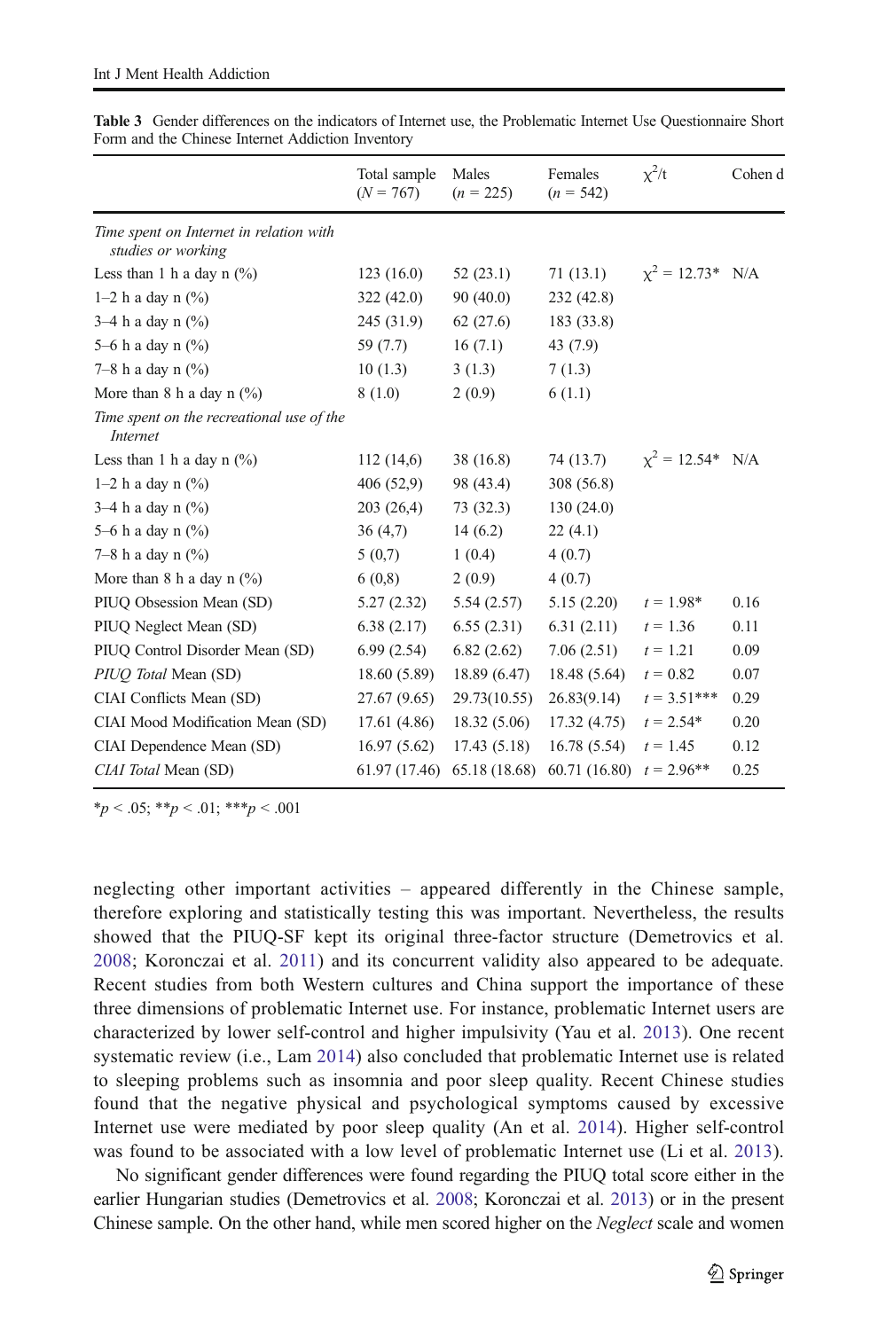**Table 3** Gender differences on the indicators of Internet use, the Problematic Internet Use Questionnaire Short Form and the Chinese Internet Addiction Inventory

| | Total sample ($N$ = 767) | Males ($n$ = 225) | Females ($n$ = 542) | $\chi^2$/t | Cohen d |
|---|---|---|---|---|---|
| *Time spent on Internet in relation with studies or working* | | | | | |
| Less than 1 h a day n (%) | 123 (16.0) | 52 (23.1) | 71 (13.1) | $\chi^2$ = 12.73* | N/A |
| 1–2 h a day n (%) | 322 (42.0) | 90 (40.0) | 232 (42.8) | | |
| 3–4 h a day n (%) | 245 (31.9) | 62 (27.6) | 183 (33.8) | | |
| 5–6 h a day n (%) | 59 (7.7) | 16 (7.1) | 43 (7.9) | | |
| 7–8 h a day n (%) | 10 (1.3) | 3 (1.3) | 7 (1.3) | | |
| More than 8 h a day n (%) | 8 (1.0) | 2 (0.9) | 6 (1.1) | | |
| *Time spent on the recreational use of the Internet* | | | | | |
| Less than 1 h a day n (%) | 112 (14,6) | 38 (16.8) | 74 (13.7) | $\chi^2$ = 12.54* | N/A |
| 1–2 h a day n (%) | 406 (52,9) | 98 (43.4) | 308 (56.8) | | |
| 3–4 h a day n (%) | 203 (26,4) | 73 (32.3) | 130 (24.0) | | |
| 5–6 h a day n (%) | 36 (4,7) | 14 (6.2) | 22 (4.1) | | |
| 7–8 h a day n (%) | 5 (0,7) | 1 (0.4) | 4 (0.7) | | |
| More than 8 h a day n (%) | 6 (0,8) | 2 (0.9) | 4 (0.7) | | |
| PIUQ Obsession Mean (SD) | 5.27 (2.32) | 5.54 (2.57) | 5.15 (2.20) | $t$ = 1.98* | 0.16 |
| PIUQ Neglect Mean (SD) | 6.38 (2.17) | 6.55 (2.31) | 6.31 (2.11) | $t$ = 1.36 | 0.11 |
| PIUQ Control Disorder Mean (SD) | 6.99 (2.54) | 6.82 (2.62) | 7.06 (2.51) | $t$ = 1.21 | 0.09 |
| *PIUQ Total* Mean (SD) | 18.60 (5.89) | 18.89 (6.47) | 18.48 (5.64) | $t$ = 0.82 | 0.07 |
| CIAI Conflicts Mean (SD) | 27.67 (9.65) | 29.73(10.55) | 26.83(9.14) | $t$ = 3.51*** | 0.29 |
| CIAI Mood Modification Mean (SD) | 17.61 (4.86) | 18.32 (5.06) | 17.32 (4.75) | $t$ = 2.54* | 0.20 |
| CIAI Dependence Mean (SD) | 16.97 (5.62) | 17.43 (5.18) | 16.78 (5.54) | $t$ = 1.45 | 0.12 |
| *CIAI Total* Mean (SD) | 61.97 (17.46) | 65.18 (18.68) | 60.71 (16.80) | $t$ = 2.96** | 0.25 |

*$p$ < .05; **$p$ < .01; ***$p$ < .001

neglecting other important activities – appeared differently in the Chinese sample, therefore exploring and statistically testing this was important. Nevertheless, the results showed that the PIUQ-SF kept its original three-factor structure (Demetrovics et al. 2008; Koronczai et al. 2011) and its concurrent validity also appeared to be adequate. Recent studies from both Western cultures and China support the importance of these three dimensions of problematic Internet use. For instance, problematic Internet users are characterized by lower self-control and higher impulsivity (Yau et al. 2013). One recent systematic review (i.e., Lam 2014) also concluded that problematic Internet use is related to sleeping problems such as insomnia and poor sleep quality. Recent Chinese studies found that the negative physical and psychological symptoms caused by excessive Internet use were mediated by poor sleep quality (An et al. 2014). Higher self-control was found to be associated with a low level of problematic Internet use (Li et al. 2013).

No significant gender differences were found regarding the PIUQ total score either in the earlier Hungarian studies (Demetrovics et al. 2008; Koronczai et al. 2013) or in the present Chinese sample. On the other hand, while men scored higher on the *Neglect* scale and women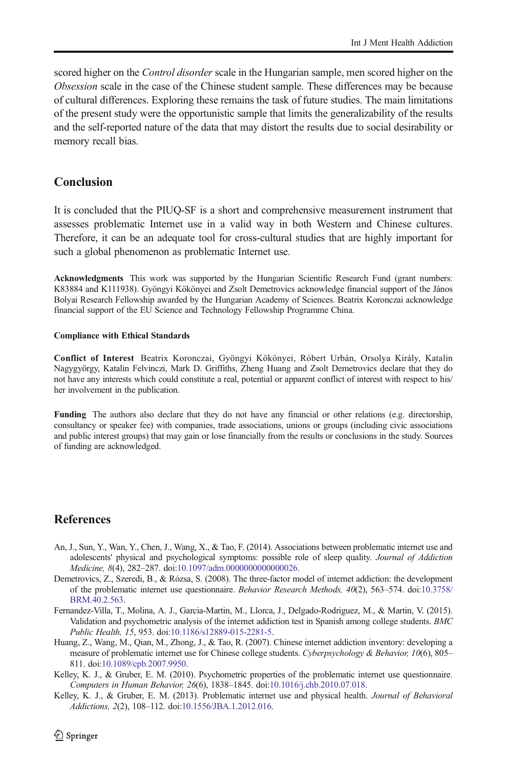scored higher on the *Control disorder* scale in the Hungarian sample, men scored higher on the *Obsession* scale in the case of the Chinese student sample. These differences may be because of cultural differences. Exploring these remains the task of future studies. The main limitations of the present study were the opportunistic sample that limits the generalizability of the results and the self-reported nature of the data that may distort the results due to social desirability or memory recall bias.

## Conclusion

It is concluded that the PIUQ-SF is a short and comprehensive measurement instrument that assesses problematic Internet use in a valid way in both Western and Chinese cultures. Therefore, it can be an adequate tool for cross-cultural studies that are highly important for such a global phenomenon as problematic Internet use.

**Acknowledgments** This work was supported by the Hungarian Scientific Research Fund (grant numbers: K83884 and K111938). Gyöngyi Kökönyei and Zsolt Demetrovics acknowledge financial support of the János Bolyai Research Fellowship awarded by the Hungarian Academy of Sciences. Beatrix Koronczai acknowledge financial support of the EU Science and Technology Fellowship Programme China.

**Compliance with Ethical Standards**

**Conflict of Interest** Beatrix Koronczai, Gyöngyi Kökönyei, Róbert Urbán, Orsolya Király, Katalin Nagygyörgy, Katalin Felvinczi, Mark D. Griffiths, Zheng Huang and Zsolt Demetrovics declare that they do not have any interests which could constitute a real, potential or apparent conflict of interest with respect to his/her involvement in the publication.

**Funding** The authors also declare that they do not have any financial or other relations (e.g. directorship, consultancy or speaker fee) with companies, trade associations, unions or groups (including civic associations and public interest groups) that may gain or lose financially from the results or conclusions in the study. Sources of funding are acknowledged.

## References

An, J., Sun, Y., Wan, Y., Chen, J., Wang, X., & Tao, F. (2014). Associations between problematic internet use and adolescents' physical and psychological symptoms: possible role of sleep quality. *Journal of Addiction Medicine, 8*(4), 282–287. doi:10.1097/adm.0000000000000026.

Demetrovics, Z., Szeredi, B., & Rózsa, S. (2008). The three-factor model of internet addiction: the development of the problematic internet use questionnaire. *Behavior Research Methods, 40*(2), 563–574. doi:10.3758/BRM.40.2.563.

Fernandez-Villa, T., Molina, A. J., Garcia-Martin, M., Llorca, J., Delgado-Rodriguez, M., & Martin, V. (2015). Validation and psychometric analysis of the internet addiction test in Spanish among college students. *BMC Public Health, 15*, 953. doi:10.1186/s12889-015-2281-5.

Huang, Z., Wang, M., Qian, M., Zhong, J., & Tao, R. (2007). Chinese internet addiction inventory: developing a measure of problematic internet use for Chinese college students. *Cyberpsychology & Behavior, 10*(6), 805–811. doi:10.1089/cpb.2007.9950.

Kelley, K. J., & Gruber, E. M. (2010). Psychometric properties of the problematic internet use questionnaire. *Computers in Human Behavior, 26*(6), 1838–1845. doi:10.1016/j.chb.2010.07.018.

Kelley, K. J., & Gruber, E. M. (2013). Problematic internet use and physical health. *Journal of Behavioral Addictions, 2*(2), 108–112. doi:10.1556/JBA.1.2012.016.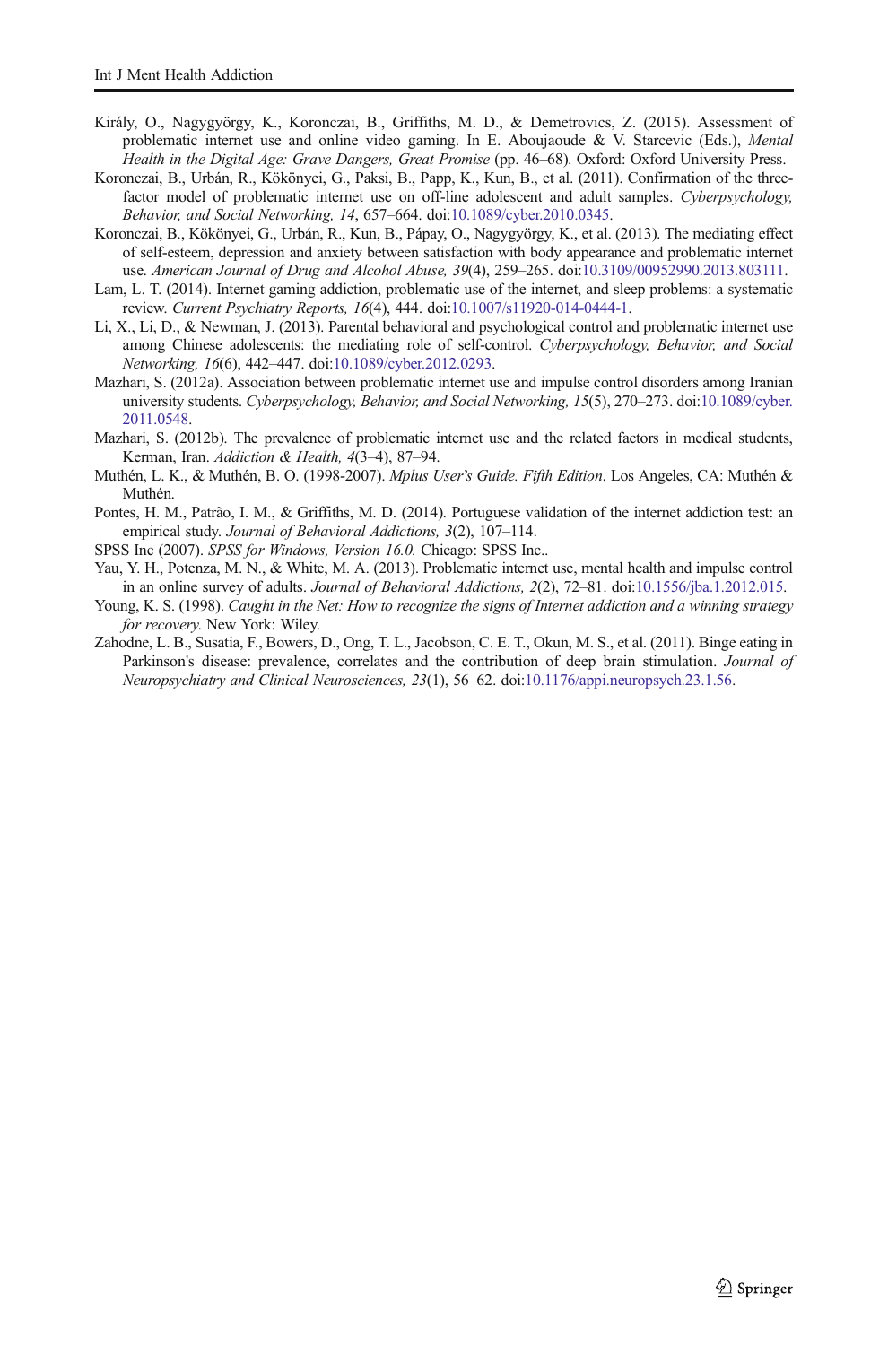Király, O., Nagygyörgy, K., Koronczai, B., Griffiths, M. D., & Demetrovics, Z. (2015). Assessment of problematic internet use and online video gaming. In E. Aboujaoude & V. Starcevic (Eds.), *Mental Health in the Digital Age: Grave Dangers, Great Promise* (pp. 46–68). Oxford: Oxford University Press.

Koronczai, B., Urbán, R., Kökönyei, G., Paksi, B., Papp, K., Kun, B., et al. (2011). Confirmation of the three-factor model of problematic internet use on off-line adolescent and adult samples. *Cyberpsychology, Behavior, and Social Networking, 14*, 657–664. doi:10.1089/cyber.2010.0345.

Koronczai, B., Kökönyei, G., Urbán, R., Kun, B., Pápay, O., Nagygyörgy, K., et al. (2013). The mediating effect of self-esteem, depression and anxiety between satisfaction with body appearance and problematic internet use. *American Journal of Drug and Alcohol Abuse, 39*(4), 259–265. doi:10.3109/00952990.2013.803111.

Lam, L. T. (2014). Internet gaming addiction, problematic use of the internet, and sleep problems: a systematic review. *Current Psychiatry Reports, 16*(4), 444. doi:10.1007/s11920-014-0444-1.

Li, X., Li, D., & Newman, J. (2013). Parental behavioral and psychological control and problematic internet use among Chinese adolescents: the mediating role of self-control. *Cyberpsychology, Behavior, and Social Networking, 16*(6), 442–447. doi:10.1089/cyber.2012.0293.

Mazhari, S. (2012a). Association between problematic internet use and impulse control disorders among Iranian university students. *Cyberpsychology, Behavior, and Social Networking, 15*(5), 270–273. doi:10.1089/cyber.2011.0548.

Mazhari, S. (2012b). The prevalence of problematic internet use and the related factors in medical students, Kerman, Iran. *Addiction & Health, 4*(3–4), 87–94.

Muthén, L. K., & Muthén, B. O. (1998-2007). *Mplus User's Guide. Fifth Edition*. Los Angeles, CA: Muthén & Muthén.

Pontes, H. M., Patrão, I. M., & Griffiths, M. D. (2014). Portuguese validation of the internet addiction test: an empirical study. *Journal of Behavioral Addictions, 3*(2), 107–114.

SPSS Inc (2007). *SPSS for Windows, Version 16.0.* Chicago: SPSS Inc..

Yau, Y. H., Potenza, M. N., & White, M. A. (2013). Problematic internet use, mental health and impulse control in an online survey of adults. *Journal of Behavioral Addictions, 2*(2), 72–81. doi:10.1556/jba.1.2012.015.

Young, K. S. (1998). *Caught in the Net: How to recognize the signs of Internet addiction and a winning strategy for recovery.* New York: Wiley.

Zahodne, L. B., Susatia, F., Bowers, D., Ong, T. L., Jacobson, C. E. T., Okun, M. S., et al. (2011). Binge eating in Parkinson's disease: prevalence, correlates and the contribution of deep brain stimulation. *Journal of Neuropsychiatry and Clinical Neurosciences, 23*(1), 56–62. doi:10.1176/appi.neuropsych.23.1.56.